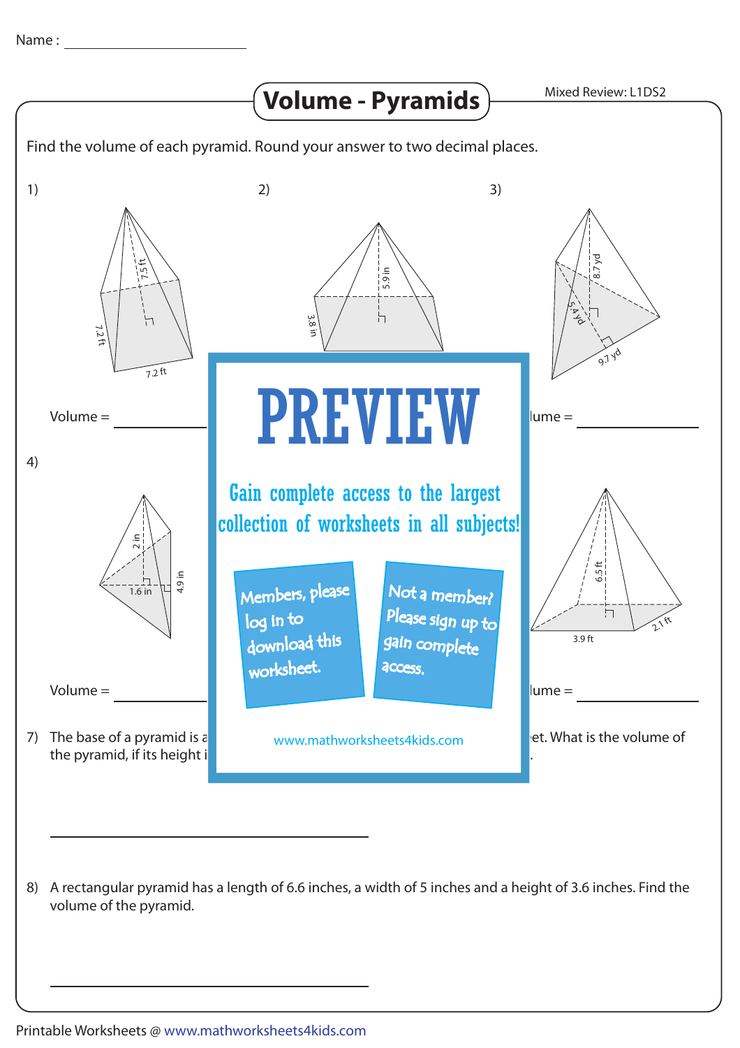Name : ____________________

# Volume - Pyramids

Mixed Review: L1DS2

Find the volume of each pyramid. Round your answer to two decimal places.

1) 7.5 ft; 7.2 ft; 7.2 ft

Volume = ____________

2) 5.9 in; 3.8 in

3) 8.7 yd; 5.4 yd; 9.7 yd

Volume = ____________

4) 2 in; 1.6 in; 4.9 in

Volume = ____________

6) 6.5 ft; 3.9 ft; 2.1 ft

Volume = ____________

# PREVIEW

Gain complete access to the largest collection of worksheets in all subjects!

Members, please log in to download this worksheet.

Not a member? Please sign up to gain complete access.

www.mathworksheets4kids.com

7) The base of a pyramid is a ... et. What is the volume of the pyramid, if its height i ...

____________________

8) A rectangular pyramid has a length of 6.6 inches, a width of 5 inches and a height of 3.6 inches. Find the volume of the pyramid.

____________________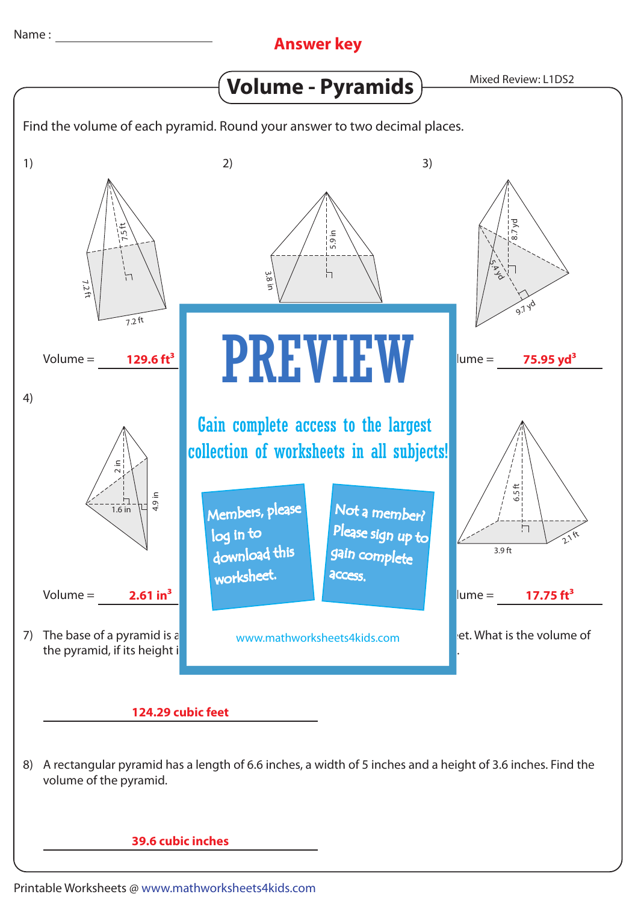Name : ________________

**Answer key**

# Volume - Pyramids

Mixed Review: L1DS2

Find the volume of each pyramid. Round your answer to two decimal places.

1)

7.5 ft
7.2 ft
7.2 ft

Volume = **129.6 ft$^3$**

2)

5.9 in
3.8 in

3)

8.7 yd
5.4 yd
9.7 yd

lume = **75.95 yd$^3$**

4)

2 in
1.6 in
4.9 in

Volume = **2.61 in$^3$**

6.5 ft
3.9 ft
2.1 ft

lume = **17.75 ft$^3$**

PREVIEW

Gain complete access to the largest collection of worksheets in all subjects!

Members, please log in to download this worksheet.

Not a member? Please sign up to gain complete access.

www.mathworksheets4kids.com

7) The base of a pyramid is a ... et. What is the volume of the pyramid, if its height i ...

**124.29 cubic feet**

8) A rectangular pyramid has a length of 6.6 inches, a width of 5 inches and a height of 3.6 inches. Find the volume of the pyramid.

**39.6 cubic inches**

Printable Worksheets @ www.mathworksheets4kids.com